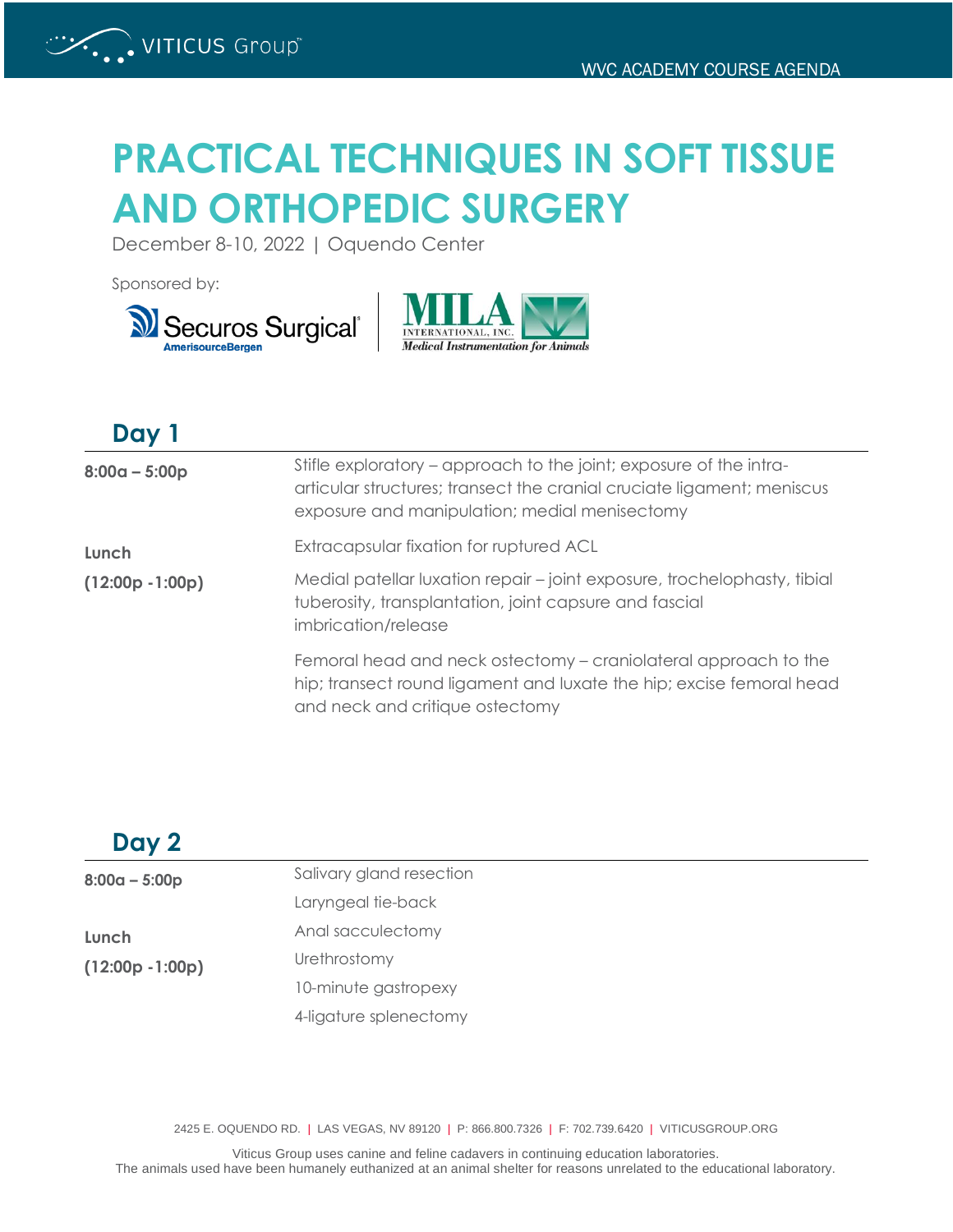VITICUS Group™

WVC ACADEMY COURSE AGENDA

# PRACTICAL TECHNIQUES IN SOFT TISSUE AND ORTHOPEDIC SURGERY

December 8-10, 2022 | Oquendo Center

Sponsored by:

Securos Surgical® AmerisourceBergen | MILA International, Inc. Medical Instrumentation for Animals

## Day 1

| | |
|---|---|
| **8:00a – 5:00p** | Stifle exploratory – approach to the joint; exposure of the intra-articular structures; transect the cranial cruciate ligament; meniscus exposure and manipulation; medial menisectomy |
| **Lunch** | Extracapsular fixation for ruptured ACL |
| **(12:00p -1:00p)** | Medial patellar luxation repair – joint exposure, trochelophasty, tibial tuberosity, transplantation, joint capsure and fascial imbrication/release |
| | Femoral head and neck ostectomy – craniolateral approach to the hip; transect round ligament and luxate the hip; excise femoral head and neck and critique ostectomy |

## Day 2

| | |
|---|---|
| **8:00a – 5:00p** | Salivary gland resection |
| | Laryngeal tie-back |
| **Lunch** | Anal sacculectomy |
| **(12:00p -1:00p)** | Urethrostomy |
| | 10-minute gastropexy |
| | 4-ligature splenectomy |

2425 E. OQUENDO RD. | LAS VEGAS, NV 89120 | P: 866.800.7326 | F: 702.739.6420 | VITICUSGROUP.ORG

Viticus Group uses canine and feline cadavers in continuing education laboratories.
The animals used have been humanely euthanized at an animal shelter for reasons unrelated to the educational laboratory.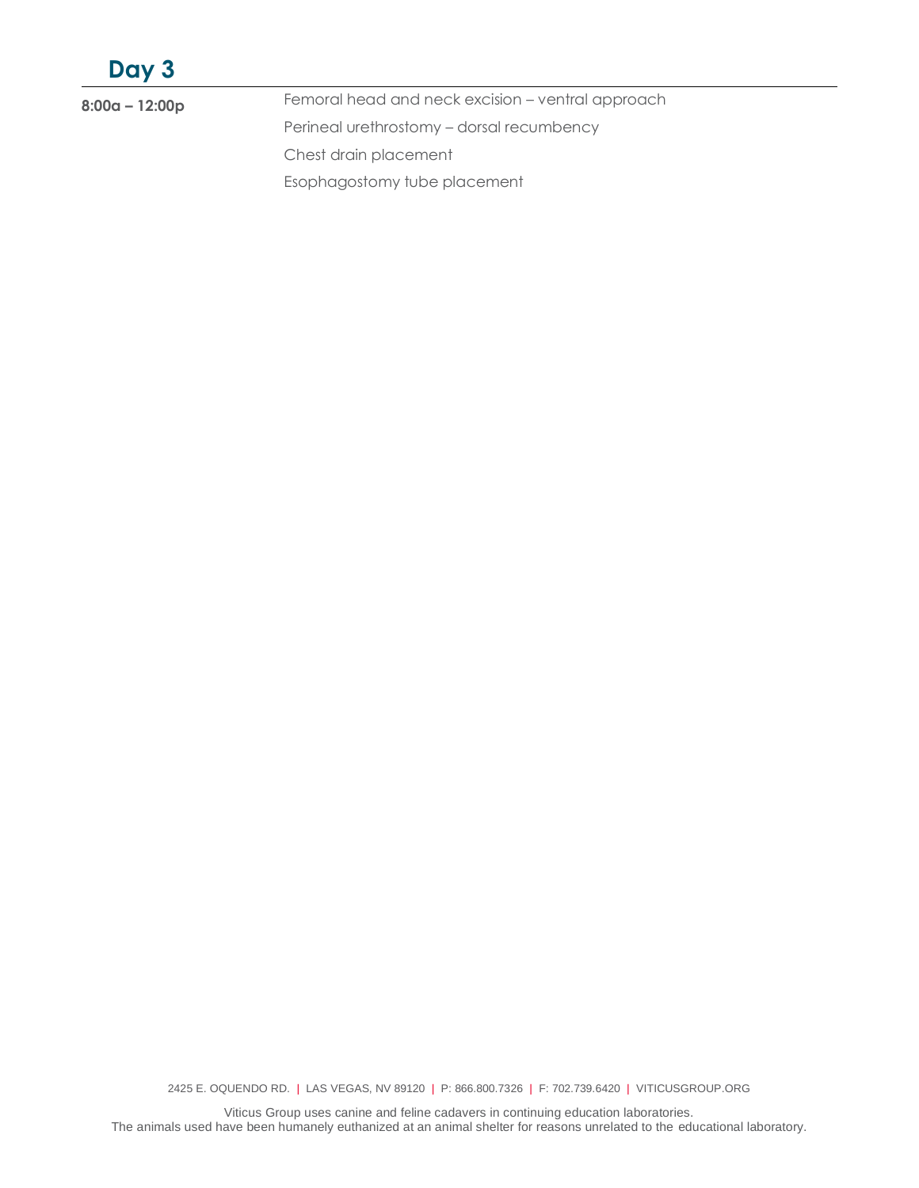## Day 3

| | |
|---|---|
| **8:00a – 12:00p** | Femoral head and neck excision – ventral approach |
| | Perineal urethrostomy – dorsal recumbency |
| | Chest drain placement |
| | Esophagostomy tube placement |